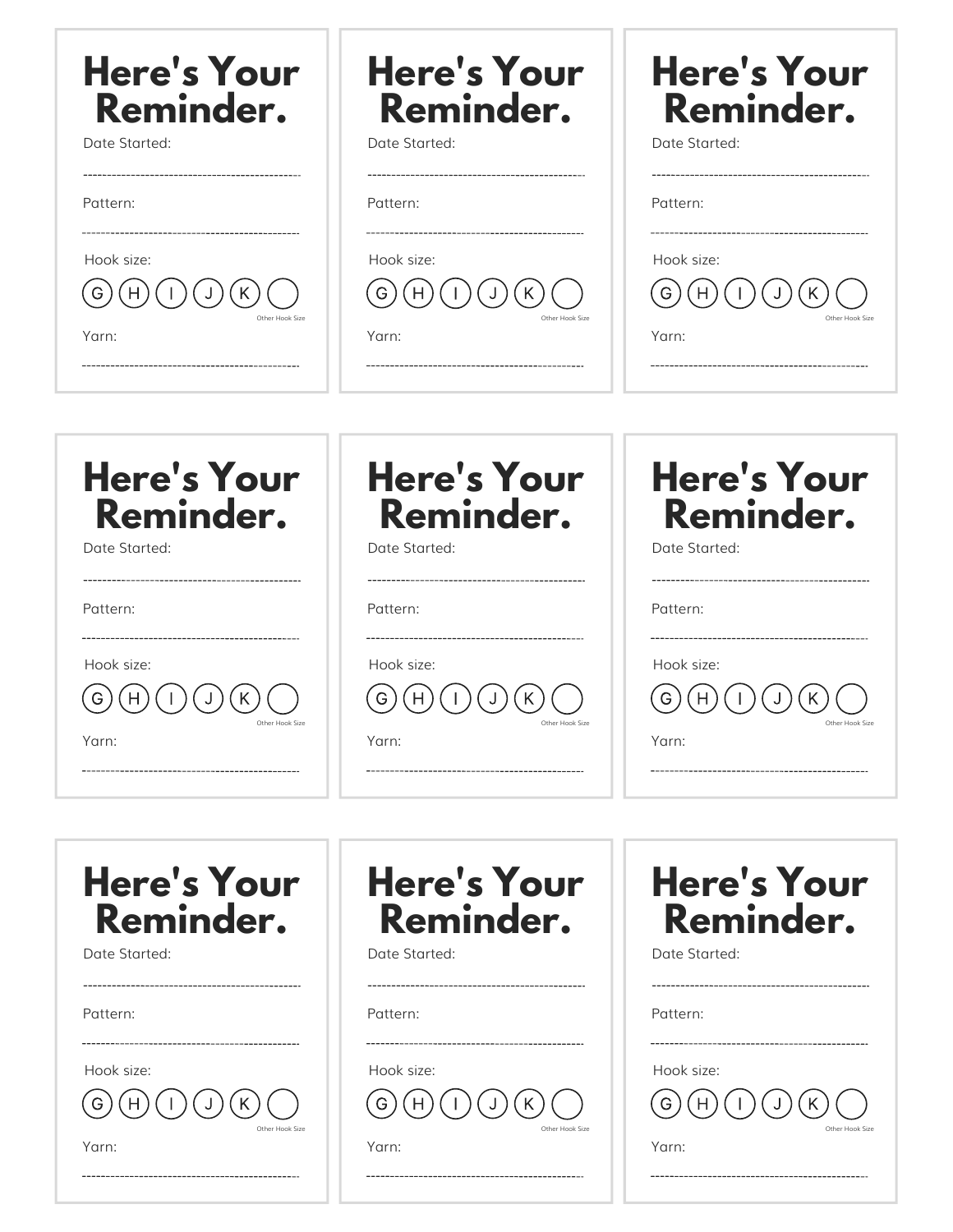# Here's Your Reminder.

Date Started:

-----------------------------------------------

Pattern:

-----------------------------------------------

Hook size:

G H I J K ○

Other Hook Size

Yarn:

-----------------------------------------------

# Here's Your Reminder.

Date Started:

-----------------------------------------------

Pattern:

-----------------------------------------------

Hook size:

G H I J K ○

Other Hook Size

Yarn:

-----------------------------------------------

# Here's Your Reminder.

Date Started:

-----------------------------------------------

Pattern:

-----------------------------------------------

Hook size:

G H I J K ○

Other Hook Size

Yarn:

-----------------------------------------------

# Here's Your Reminder.

Date Started:

-----------------------------------------------

Pattern:

-----------------------------------------------

Hook size:

G H I J K ○

Other Hook Size

Yarn:

-----------------------------------------------

# Here's Your Reminder.

Date Started:

-----------------------------------------------

Pattern:

-----------------------------------------------

Hook size:

G H I J K ○

Other Hook Size

Yarn:

-----------------------------------------------

# Here's Your Reminder.

Date Started:

-----------------------------------------------

Pattern:

-----------------------------------------------

Hook size:

G H I J K ○

Other Hook Size

Yarn:

-----------------------------------------------

# Here's Your Reminder.

Date Started:

-----------------------------------------------

Pattern:

-----------------------------------------------

Hook size:

G H I J K ○

Other Hook Size

Yarn:

-----------------------------------------------

# Here's Your Reminder.

Date Started:

-----------------------------------------------

Pattern:

-----------------------------------------------

Hook size:

G H I J K ○

Other Hook Size

Yarn:

-----------------------------------------------

# Here's Your Reminder.

Date Started:

-----------------------------------------------

Pattern:

-----------------------------------------------

Hook size:

G H I J K ○

Other Hook Size

Yarn:

-----------------------------------------------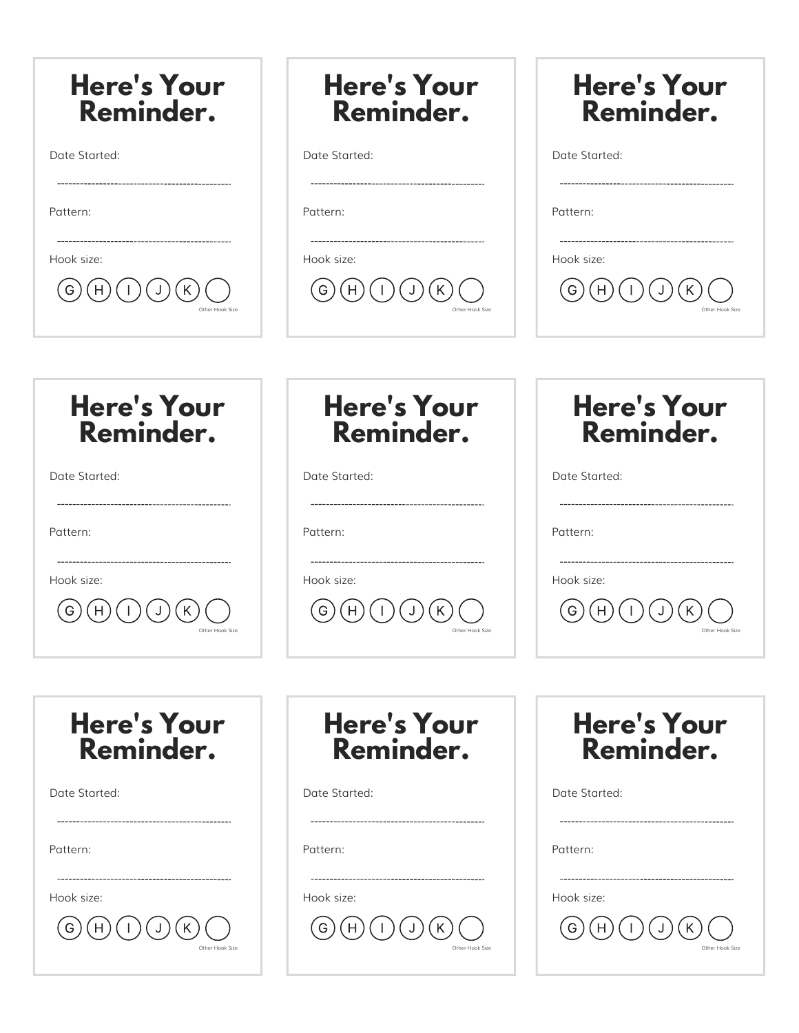## Here's Your Reminder.

Date Started:

---

Pattern:

---

Hook size:

(G) (H) (I) (J) (K) ( )

Other Hook Size

## Here's Your Reminder.

Date Started:

---

Pattern:

---

Hook size:

(G) (H) (I) (J) (K) ( )

Other Hook Size

## Here's Your Reminder.

Date Started:

---

Pattern:

---

Hook size:

(G) (H) (I) (J) (K) ( )

Other Hook Size

## Here's Your Reminder.

Date Started:

---

Pattern:

---

Hook size:

(G) (H) (I) (J) (K) ( )

Other Hook Size

## Here's Your Reminder.

Date Started:

---

Pattern:

---

Hook size:

(G) (H) (I) (J) (K) ( )

Other Hook Size

## Here's Your Reminder.

Date Started:

---

Pattern:

---

Hook size:

(G) (H) (I) (J) (K) ( )

Other Hook Size

## Here's Your Reminder.

Date Started:

---

Pattern:

---

Hook size:

(G) (H) (I) (J) (K) ( )

Other Hook Size

## Here's Your Reminder.

Date Started:

---

Pattern:

---

Hook size:

(G) (H) (I) (J) (K) ( )

Other Hook Size

## Here's Your Reminder.

Date Started:

---

Pattern:

---

Hook size:

(G) (H) (I) (J) (K) ( )

Other Hook Size